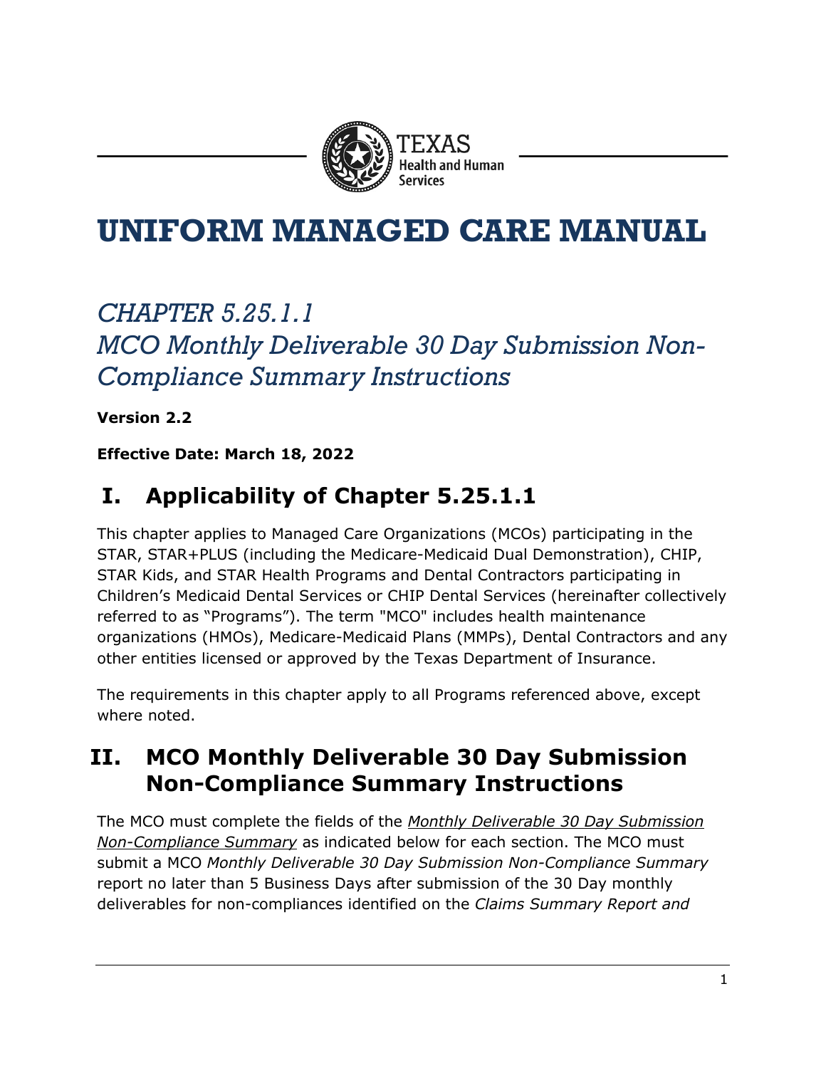TEXAS
Health and Human Services

# UNIFORM MANAGED CARE MANUAL

## *CHAPTER 5.25.1.1*
## *MCO Monthly Deliverable 30 Day Submission Non-Compliance Summary Instructions*

**Version 2.2**

**Effective Date: March 18, 2022**

## I. Applicability of Chapter 5.25.1.1

This chapter applies to Managed Care Organizations (MCOs) participating in the STAR, STAR+PLUS (including the Medicare-Medicaid Dual Demonstration), CHIP, STAR Kids, and STAR Health Programs and Dental Contractors participating in Children's Medicaid Dental Services or CHIP Dental Services (hereinafter collectively referred to as "Programs"). The term "MCO" includes health maintenance organizations (HMOs), Medicare-Medicaid Plans (MMPs), Dental Contractors and any other entities licensed or approved by the Texas Department of Insurance.

The requirements in this chapter apply to all Programs referenced above, except where noted.

## II. MCO Monthly Deliverable 30 Day Submission Non-Compliance Summary Instructions

The MCO must complete the fields of the *Monthly Deliverable 30 Day Submission Non-Compliance Summary* as indicated below for each section. The MCO must submit a MCO *Monthly Deliverable 30 Day Submission Non-Compliance Summary* report no later than 5 Business Days after submission of the 30 Day monthly deliverables for non-compliances identified on the *Claims Summary Report and*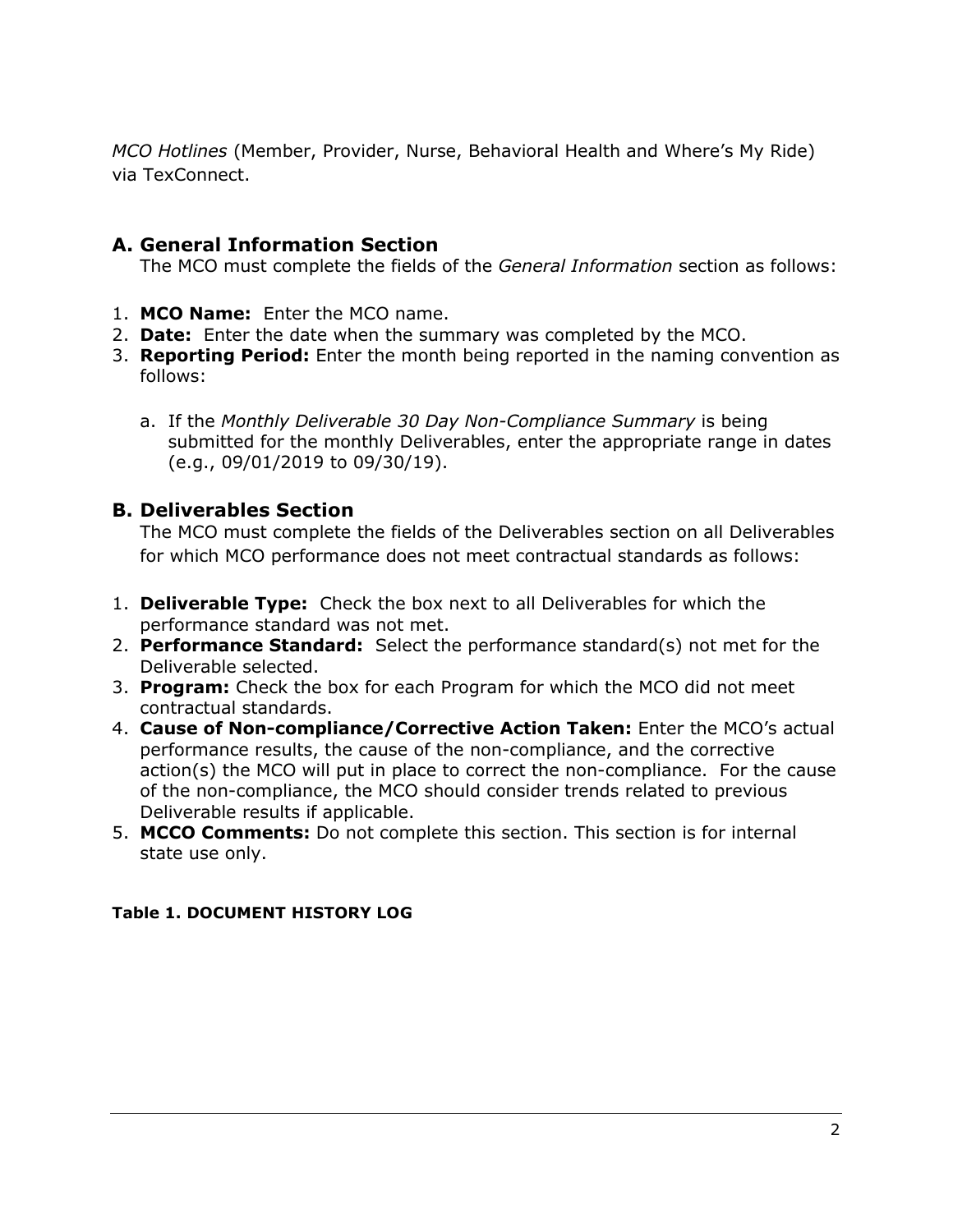*MCO Hotlines* (Member, Provider, Nurse, Behavioral Health and Where's My Ride) via TexConnect.

## A. General Information Section

The MCO must complete the fields of the *General Information* section as follows:

1. **MCO Name:** Enter the MCO name.
2. **Date:** Enter the date when the summary was completed by the MCO.
3. **Reporting Period:** Enter the month being reported in the naming convention as follows:

   a. If the *Monthly Deliverable 30 Day Non-Compliance Summary* is being submitted for the monthly Deliverables, enter the appropriate range in dates (e.g., 09/01/2019 to 09/30/19).

## B. Deliverables Section

The MCO must complete the fields of the Deliverables section on all Deliverables for which MCO performance does not meet contractual standards as follows:

1. **Deliverable Type:** Check the box next to all Deliverables for which the performance standard was not met.
2. **Performance Standard:** Select the performance standard(s) not met for the Deliverable selected.
3. **Program:** Check the box for each Program for which the MCO did not meet contractual standards.
4. **Cause of Non-compliance/Corrective Action Taken:** Enter the MCO's actual performance results, the cause of the non-compliance, and the corrective action(s) the MCO will put in place to correct the non-compliance. For the cause of the non-compliance, the MCO should consider trends related to previous Deliverable results if applicable.
5. **MCCO Comments:** Do not complete this section. This section is for internal state use only.

**Table 1. DOCUMENT HISTORY LOG**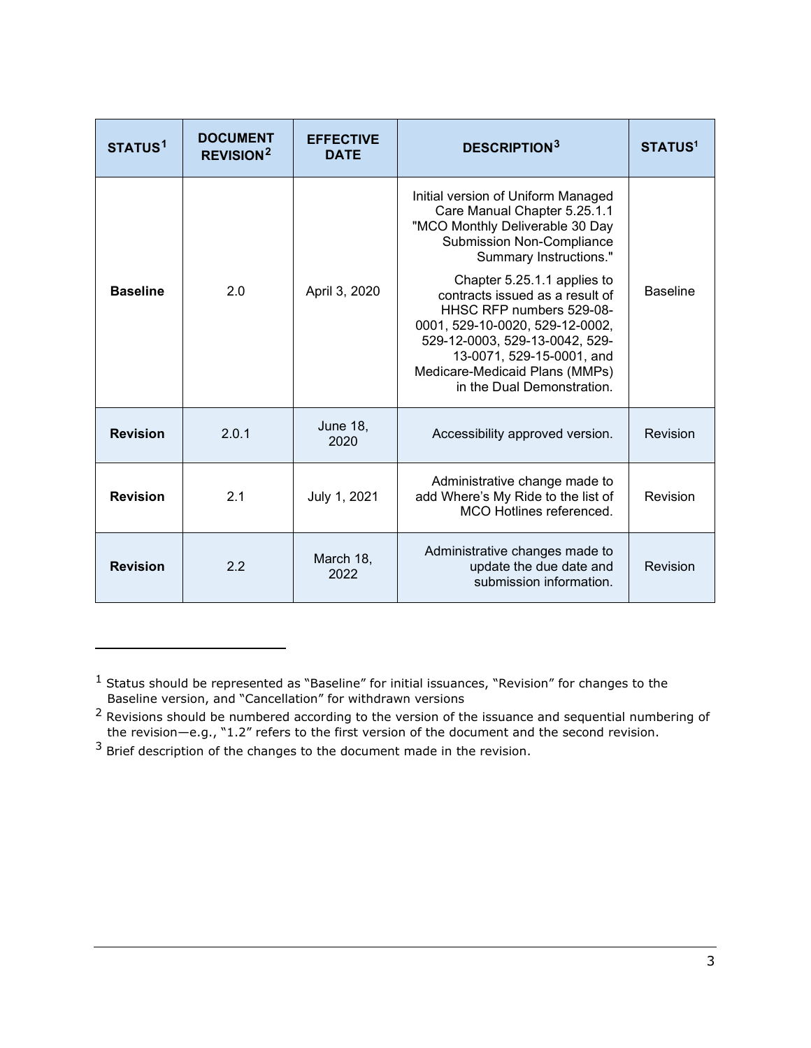| STATUS[1] | DOCUMENT REVISION[2] | EFFECTIVE DATE | DESCRIPTION[3] | STATUS[1] |
|---|---|---|---|---|
| **Baseline** | 2.0 | April 3, 2020 | Initial version of Uniform Managed Care Manual Chapter 5.25.1.1 "MCO Monthly Deliverable 30 Day Submission Non-Compliance Summary Instructions." <br><br> Chapter 5.25.1.1 applies to contracts issued as a result of HHSC RFP numbers 529-08-0001, 529-10-0020, 529-12-0002, 529-12-0003, 529-13-0042, 529-13-0071, 529-15-0001, and Medicare-Medicaid Plans (MMPs) in the Dual Demonstration. | Baseline |
| **Revision** | 2.0.1 | June 18, 2020 | Accessibility approved version. | Revision |
| **Revision** | 2.1 | July 1, 2021 | Administrative change made to add Where's My Ride to the list of MCO Hotlines referenced. | Revision |
| **Revision** | 2.2 | March 18, 2022 | Administrative changes made to update the due date and submission information. | Revision |

[1] Status should be represented as "Baseline" for initial issuances, "Revision" for changes to the Baseline version, and "Cancellation" for withdrawn versions

[2] Revisions should be numbered according to the version of the issuance and sequential numbering of the revision—e.g., "1.2" refers to the first version of the document and the second revision.

[3] Brief description of the changes to the document made in the revision.